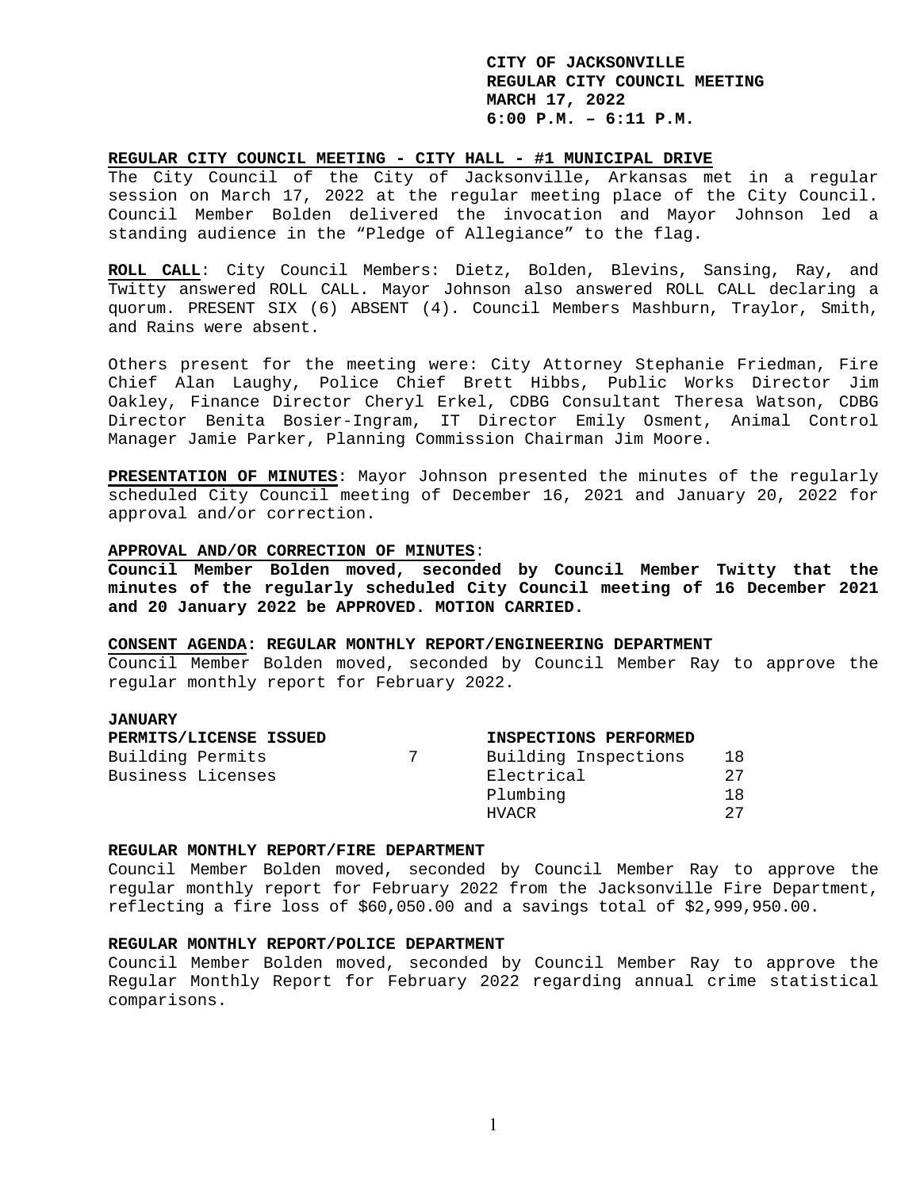**CITY OF JACKSONVILLE**
**REGULAR CITY COUNCIL MEETING**
**MARCH 17, 2022**
**6:00 P.M. – 6:11 P.M.**

**REGULAR CITY COUNCIL MEETING - CITY HALL - #1 MUNICIPAL DRIVE**

The City Council of the City of Jacksonville, Arkansas met in a regular session on March 17, 2022 at the regular meeting place of the City Council. Council Member Bolden delivered the invocation and Mayor Johnson led a standing audience in the "Pledge of Allegiance" to the flag.

**ROLL CALL**: City Council Members: Dietz, Bolden, Blevins, Sansing, Ray, and Twitty answered ROLL CALL. Mayor Johnson also answered ROLL CALL declaring a quorum. PRESENT SIX (6) ABSENT (4). Council Members Mashburn, Traylor, Smith, and Rains were absent.

Others present for the meeting were: City Attorney Stephanie Friedman, Fire Chief Alan Laughy, Police Chief Brett Hibbs, Public Works Director Jim Oakley, Finance Director Cheryl Erkel, CDBG Consultant Theresa Watson, CDBG Director Benita Bosier-Ingram, IT Director Emily Osment, Animal Control Manager Jamie Parker, Planning Commission Chairman Jim Moore.

**PRESENTATION OF MINUTES**: Mayor Johnson presented the minutes of the regularly scheduled City Council meeting of December 16, 2021 and January 20, 2022 for approval and/or correction.

**APPROVAL AND/OR CORRECTION OF MINUTES**:

**Council Member Bolden moved, seconded by Council Member Twitty that the minutes of the regularly scheduled City Council meeting of 16 December 2021 and 20 January 2022 be APPROVED. MOTION CARRIED.**

**CONSENT AGENDA: REGULAR MONTHLY REPORT/ENGINEERING DEPARTMENT**

Council Member Bolden moved, seconded by Council Member Ray to approve the regular monthly report for February 2022.

**JANUARY**

| **PERMITS/LICENSE ISSUED** | | **INSPECTIONS PERFORMED** | |
|---|---|---|---|
| Building Permits | 7 | Building Inspections | 18 |
| Business Licenses | | Electrical | 27 |
| | | Plumbing | 18 |
| | | HVACR | 27 |

**REGULAR MONTHLY REPORT/FIRE DEPARTMENT**

Council Member Bolden moved, seconded by Council Member Ray to approve the regular monthly report for February 2022 from the Jacksonville Fire Department, reflecting a fire loss of $60,050.00 and a savings total of $2,999,950.00.

**REGULAR MONTHLY REPORT/POLICE DEPARTMENT**

Council Member Bolden moved, seconded by Council Member Ray to approve the Regular Monthly Report for February 2022 regarding annual crime statistical comparisons.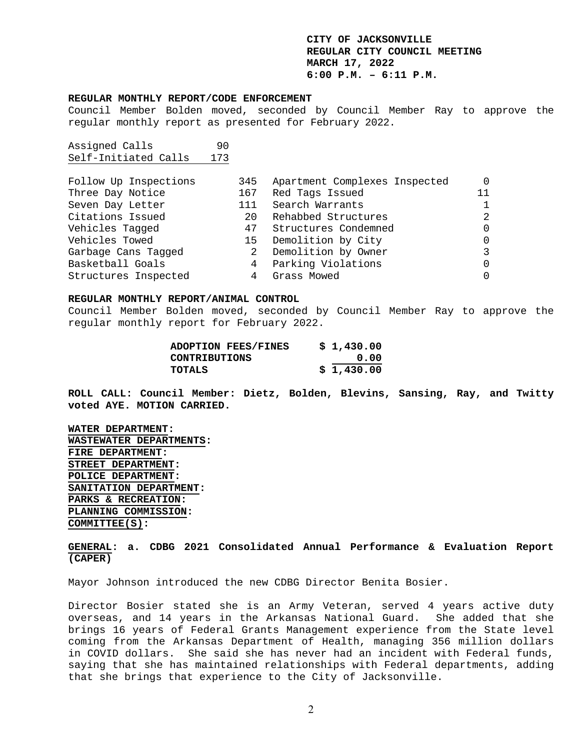**CITY OF JACKSONVILLE**
**REGULAR CITY COUNCIL MEETING**
**MARCH 17, 2022**
**6:00 P.M. – 6:11 P.M.**

**REGULAR MONTHLY REPORT/CODE ENFORCEMENT**

Council Member Bolden moved, seconded by Council Member Ray to approve the regular monthly report as presented for February 2022.

| | |
|---|---|
| Assigned Calls | 90 |
| Self-Initiated Calls | 173 |

| | | | |
|---|---|---|---|
| Follow Up Inspections | 345 | Apartment Complexes Inspected | 0 |
| Three Day Notice | 167 | Red Tags Issued | 11 |
| Seven Day Letter | 111 | Search Warrants | 1 |
| Citations Issued | 20 | Rehabbed Structures | 2 |
| Vehicles Tagged | 47 | Structures Condemned | 0 |
| Vehicles Towed | 15 | Demolition by City | 0 |
| Garbage Cans Tagged | 2 | Demolition by Owner | 3 |
| Basketball Goals | 4 | Parking Violations | 0 |
| Structures Inspected | 4 | Grass Mowed | 0 |

**REGULAR MONTHLY REPORT/ANIMAL CONTROL**

Council Member Bolden moved, seconded by Council Member Ray to approve the regular monthly report for February 2022.

| | |
|---|---|
| **ADOPTION FEES/FINES** | **$ 1,430.00** |
| **CONTRIBUTIONS** | **0.00** |
| **TOTALS** | **$ 1,430.00** |

**ROLL CALL: Council Member: Dietz, Bolden, Blevins, Sansing, Ray, and Twitty voted AYE. MOTION CARRIED.**

**WATER DEPARTMENT:**
**WASTEWATER DEPARTMENTS:**
**FIRE DEPARTMENT:**
**STREET DEPARTMENT:**
**POLICE DEPARTMENT:**
**SANITATION DEPARTMENT:**
**PARKS & RECREATION:**
**PLANNING COMMISSION:**
**COMMITTEE(S):**

**GENERAL: a. CDBG 2021 Consolidated Annual Performance & Evaluation Report (CAPER)**

Mayor Johnson introduced the new CDBG Director Benita Bosier.

Director Bosier stated she is an Army Veteran, served 4 years active duty overseas, and 14 years in the Arkansas National Guard. She added that she brings 16 years of Federal Grants Management experience from the State level coming from the Arkansas Department of Health, managing 356 million dollars in COVID dollars. She said she has never had an incident with Federal funds, saying that she has maintained relationships with Federal departments, adding that she brings that experience to the City of Jacksonville.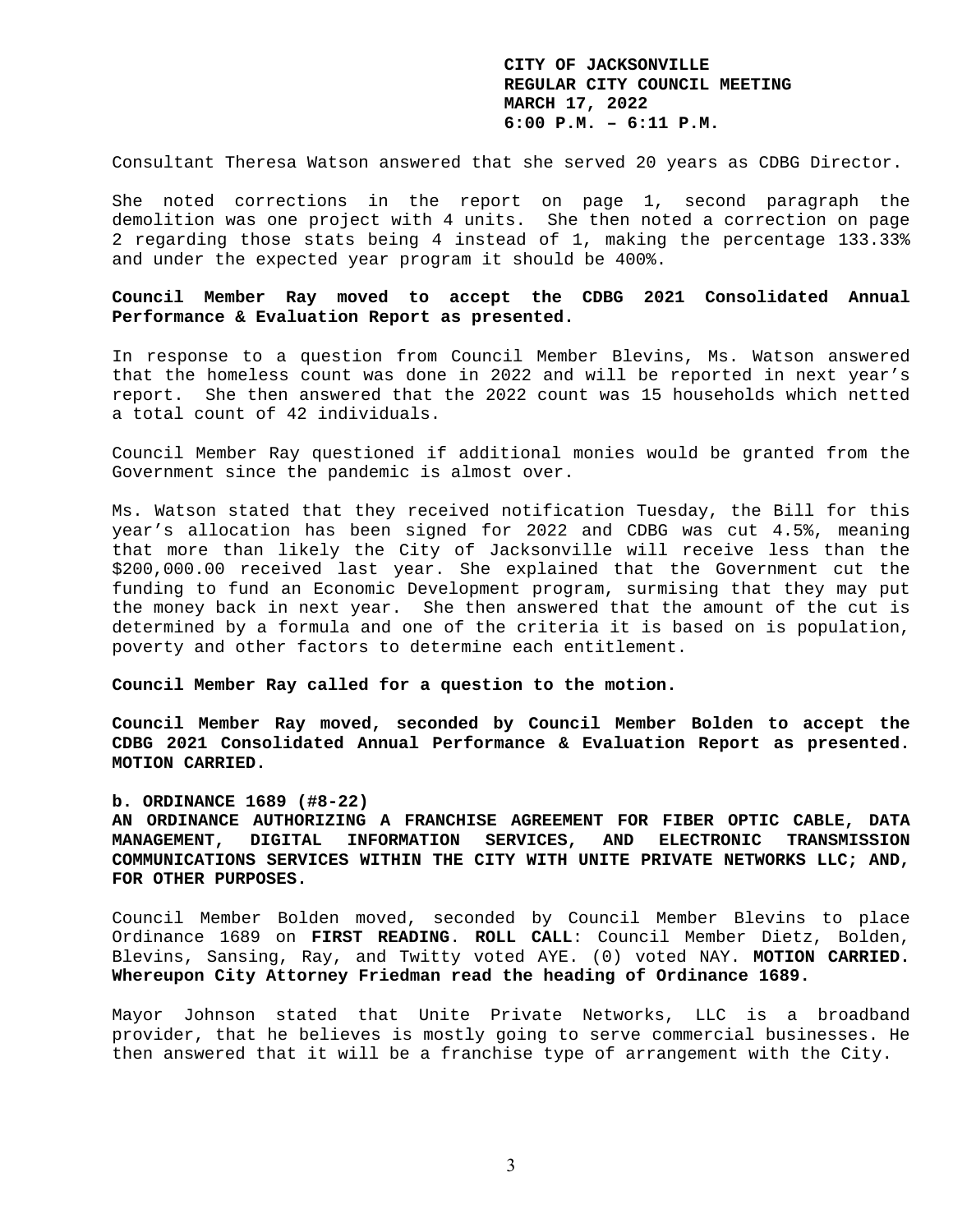Consultant Theresa Watson answered that she served 20 years as CDBG Director.

She noted corrections in the report on page 1, second paragraph the demolition was one project with 4 units. She then noted a correction on page 2 regarding those stats being 4 instead of 1, making the percentage 133.33% and under the expected year program it should be 400%.

**Council Member Ray moved to accept the CDBG 2021 Consolidated Annual Performance & Evaluation Report as presented.**

In response to a question from Council Member Blevins, Ms. Watson answered that the homeless count was done in 2022 and will be reported in next year's report. She then answered that the 2022 count was 15 households which netted a total count of 42 individuals.

Council Member Ray questioned if additional monies would be granted from the Government since the pandemic is almost over.

Ms. Watson stated that they received notification Tuesday, the Bill for this year's allocation has been signed for 2022 and CDBG was cut 4.5%, meaning that more than likely the City of Jacksonville will receive less than the $200,000.00 received last year. She explained that the Government cut the funding to fund an Economic Development program, surmising that they may put the money back in next year. She then answered that the amount of the cut is determined by a formula and one of the criteria it is based on is population, poverty and other factors to determine each entitlement.

**Council Member Ray called for a question to the motion.**

**Council Member Ray moved, seconded by Council Member Bolden to accept the CDBG 2021 Consolidated Annual Performance & Evaluation Report as presented. MOTION CARRIED.**

**b. ORDINANCE 1689 (#8-22)**
**AN ORDINANCE AUTHORIZING A FRANCHISE AGREEMENT FOR FIBER OPTIC CABLE, DATA MANAGEMENT, DIGITAL INFORMATION SERVICES, AND ELECTRONIC TRANSMISSION COMMUNICATIONS SERVICES WITHIN THE CITY WITH UNITE PRIVATE NETWORKS LLC; AND, FOR OTHER PURPOSES.**

Council Member Bolden moved, seconded by Council Member Blevins to place Ordinance 1689 on **FIRST READING**. **ROLL CALL**: Council Member Dietz, Bolden, Blevins, Sansing, Ray, and Twitty voted AYE. (0) voted NAY. **MOTION CARRIED. Whereupon City Attorney Friedman read the heading of Ordinance 1689.**

Mayor Johnson stated that Unite Private Networks, LLC is a broadband provider, that he believes is mostly going to serve commercial businesses. He then answered that it will be a franchise type of arrangement with the City.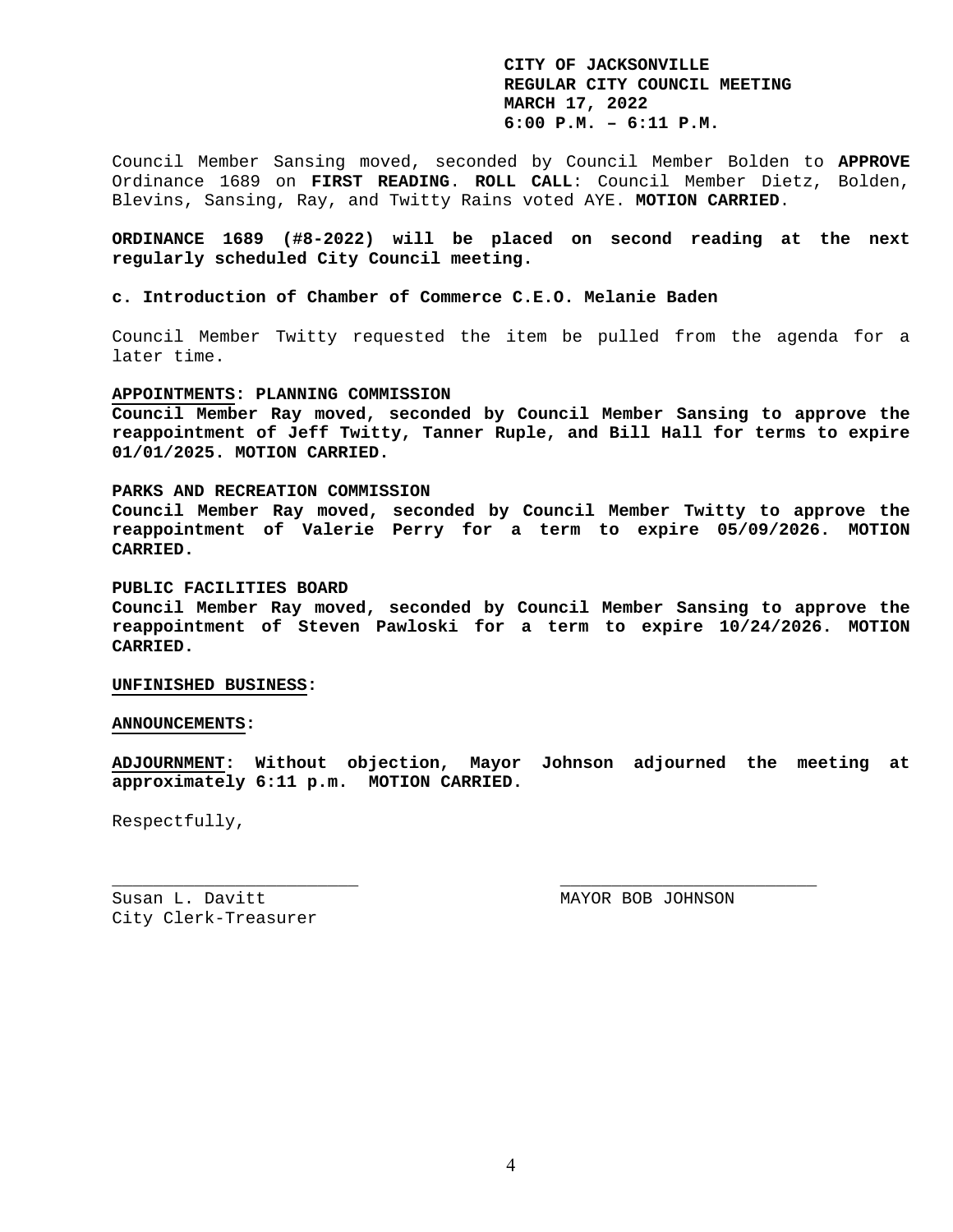**CITY OF JACKSONVILLE**
**REGULAR CITY COUNCIL MEETING**
**MARCH 17, 2022**
**6:00 P.M. – 6:11 P.M.**

Council Member Sansing moved, seconded by Council Member Bolden to **APPROVE** Ordinance 1689 on **FIRST READING**. **ROLL CALL**: Council Member Dietz, Bolden, Blevins, Sansing, Ray, and Twitty Rains voted AYE. **MOTION CARRIED**.

**ORDINANCE 1689 (#8-2022) will be placed on second reading at the next regularly scheduled City Council meeting.**

**c. Introduction of Chamber of Commerce C.E.O. Melanie Baden**

Council Member Twitty requested the item be pulled from the agenda for a later time.

**APPOINTMENTS: PLANNING COMMISSION**
**Council Member Ray moved, seconded by Council Member Sansing to approve the reappointment of Jeff Twitty, Tanner Ruple, and Bill Hall for terms to expire 01/01/2025. MOTION CARRIED.**

**PARKS AND RECREATION COMMISSION**
**Council Member Ray moved, seconded by Council Member Twitty to approve the reappointment of Valerie Perry for a term to expire 05/09/2026. MOTION CARRIED.**

**PUBLIC FACILITIES BOARD**
**Council Member Ray moved, seconded by Council Member Sansing to approve the reappointment of Steven Pawloski for a term to expire 10/24/2026. MOTION CARRIED.**

**UNFINISHED BUSINESS:**

**ANNOUNCEMENTS:**

**ADJOURNMENT: Without objection, Mayor Johnson adjourned the meeting at approximately 6:11 p.m. MOTION CARRIED.**

Respectfully,

_________________________ _________________________
Susan L. Davitt MAYOR BOB JOHNSON
City Clerk-Treasurer